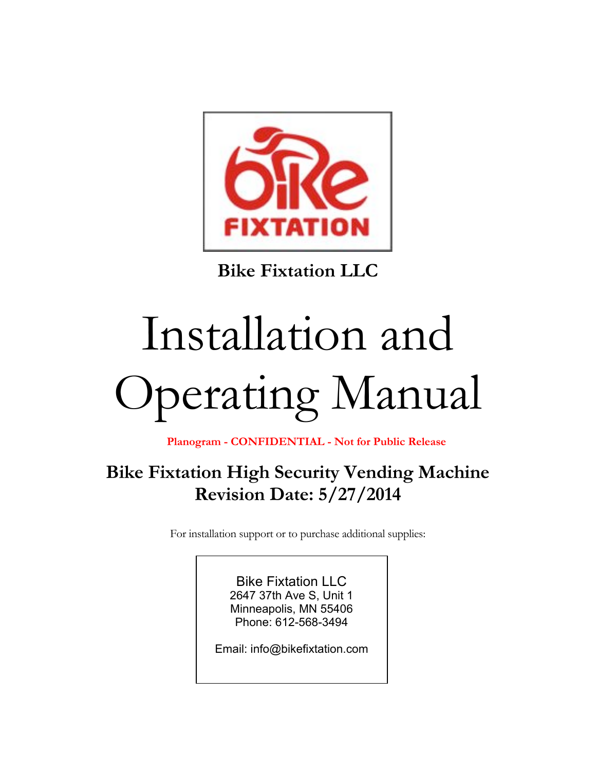Bike Fixtation LLC

# Installation and Operating Manual

**Planogram - CONFIDENTIAL - Not for Public Release**

## Bike Fixtation High Security Vending Machine
## Revision Date: 5/27/2014

For installation support or to purchase additional supplies:

Bike Fixtation LLC
2647 37th Ave S, Unit 1
Minneapolis, MN 55406
Phone: 612-568-3494

Email: info@bikefixtation.com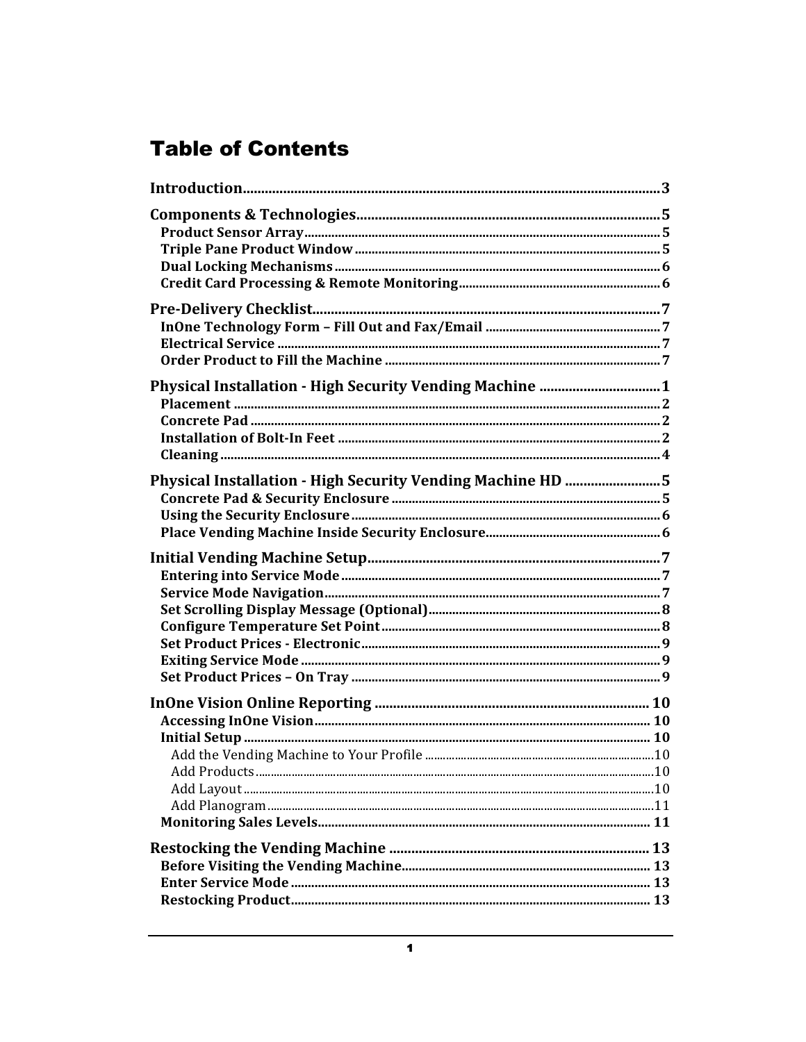# Table of Contents

**Introduction** .......... 3

**Components & Technologies** .......... 5
- **Product Sensor Array** .......... 5
- **Triple Pane Product Window** .......... 5
- **Dual Locking Mechanisms** .......... 6
- **Credit Card Processing & Remote Monitoring** .......... 6

**Pre-Delivery Checklist** .......... 7
- **InOne Technology Form – Fill Out and Fax/Email** .......... 7
- **Electrical Service** .......... 7
- **Order Product to Fill the Machine** .......... 7

**Physical Installation - High Security Vending Machine** .......... 1
- **Placement** .......... 2
- **Concrete Pad** .......... 2
- **Installation of Bolt-In Feet** .......... 2
- **Cleaning** .......... 4

**Physical Installation - High Security Vending Machine HD** .......... 5
- **Concrete Pad & Security Enclosure** .......... 5
- **Using the Security Enclosure** .......... 6
- **Place Vending Machine Inside Security Enclosure** .......... 6

**Initial Vending Machine Setup** .......... 7
- **Entering into Service Mode** .......... 7
- **Service Mode Navigation** .......... 7
- **Set Scrolling Display Message (Optional)** .......... 8
- **Configure Temperature Set Point** .......... 8
- **Set Product Prices - Electronic** .......... 9
- **Exiting Service Mode** .......... 9
- **Set Product Prices – On Tray** .......... 9

**InOne Vision Online Reporting** .......... 10
- **Accessing InOne Vision** .......... 10
- **Initial Setup** .......... 10
  - Add the Vending Machine to Your Profile .......... 10
  - Add Products .......... 10
  - Add Layout .......... 10
  - Add Planogram .......... 11
- **Monitoring Sales Levels** .......... 11

**Restocking the Vending Machine** .......... 13
- **Before Visiting the Vending Machine** .......... 13
- **Enter Service Mode** .......... 13
- **Restocking Product** .......... 13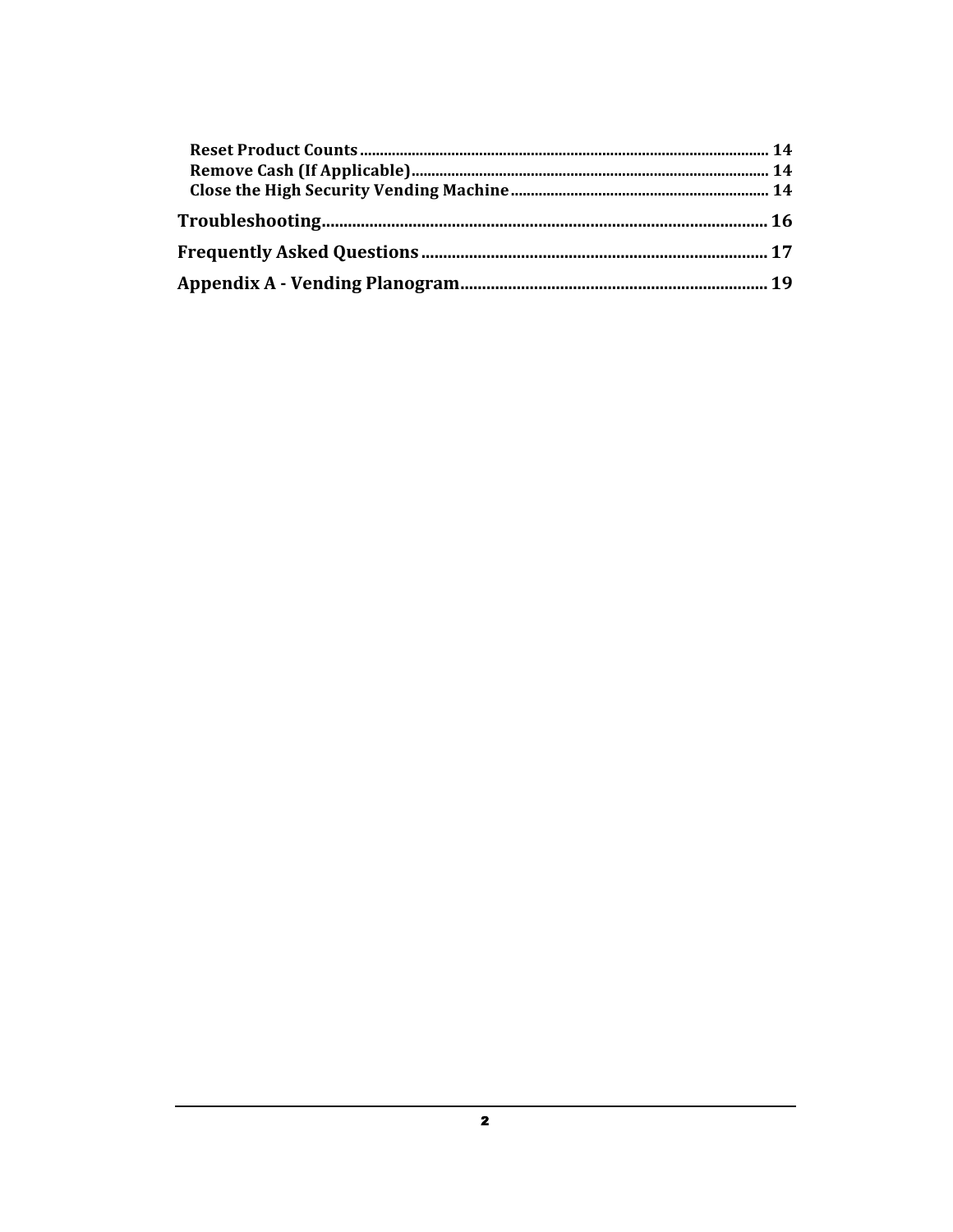Reset Product Counts ........................................................................................ 14
Remove Cash (If Applicable) ........................................................................................ 14
Close the High Security Vending Machine ........................................................................................ 14

**Troubleshooting** ........................................................................................ **16**

**Frequently Asked Questions** ........................................................................................ **17**

**Appendix A - Vending Planogram** ........................................................................................ **19**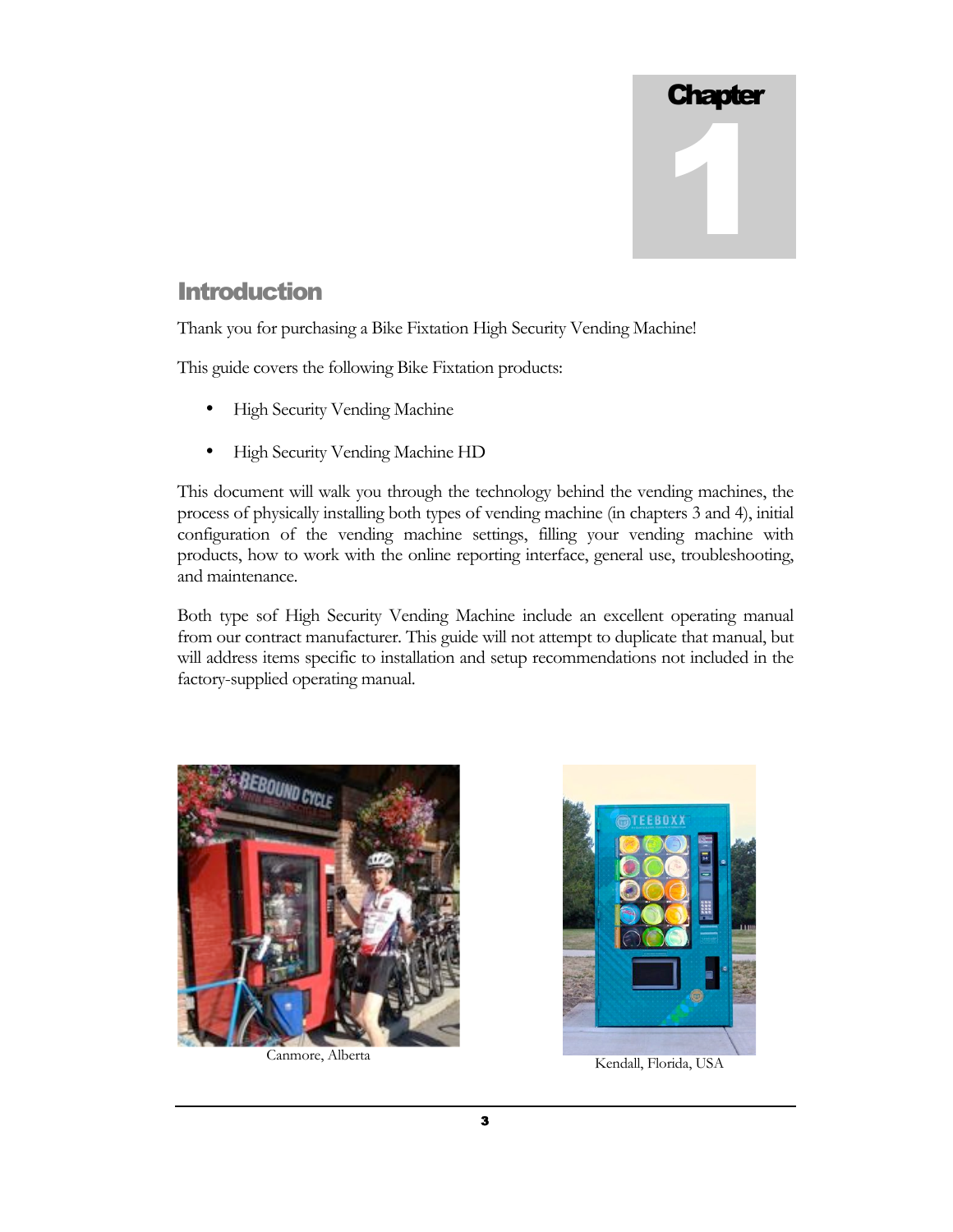# Chapter 1

## Introduction

Thank you for purchasing a Bike Fixtation High Security Vending Machine!

This guide covers the following Bike Fixtation products:

- High Security Vending Machine
- High Security Vending Machine HD

This document will walk you through the technology behind the vending machines, the process of physically installing both types of vending machine (in chapters 3 and 4), initial configuration of the vending machine settings, filling your vending machine with products, how to work with the online reporting interface, general use, troubleshooting, and maintenance.

Both type sof High Security Vending Machine include an excellent operating manual from our contract manufacturer. This guide will not attempt to duplicate that manual, but will address items specific to installation and setup recommendations not included in the factory-supplied operating manual.

Canmore, Alberta

Kendall, Florida, USA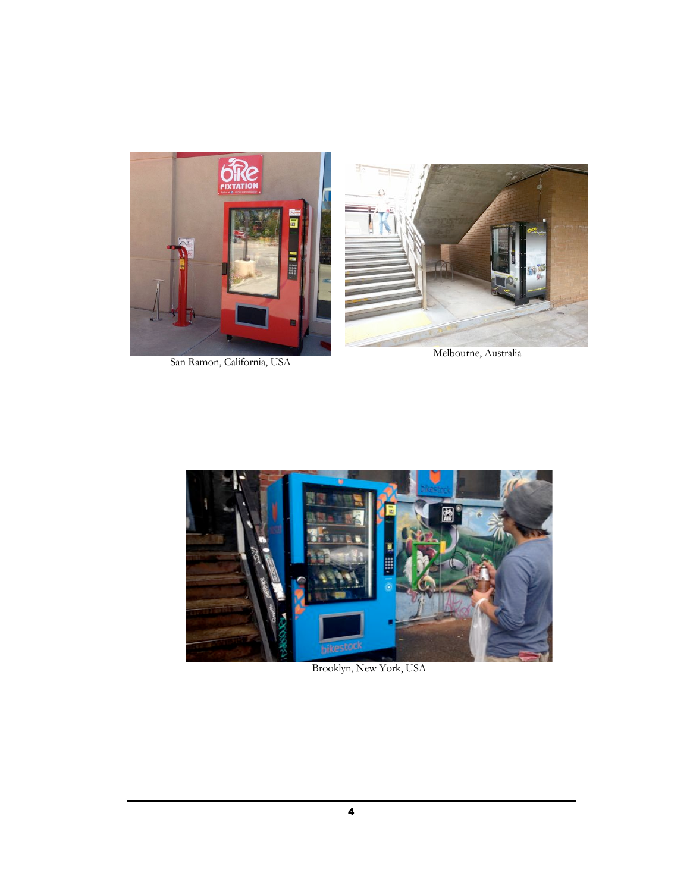San Ramon, California, USA

Melbourne, Australia

Brooklyn, New York, USA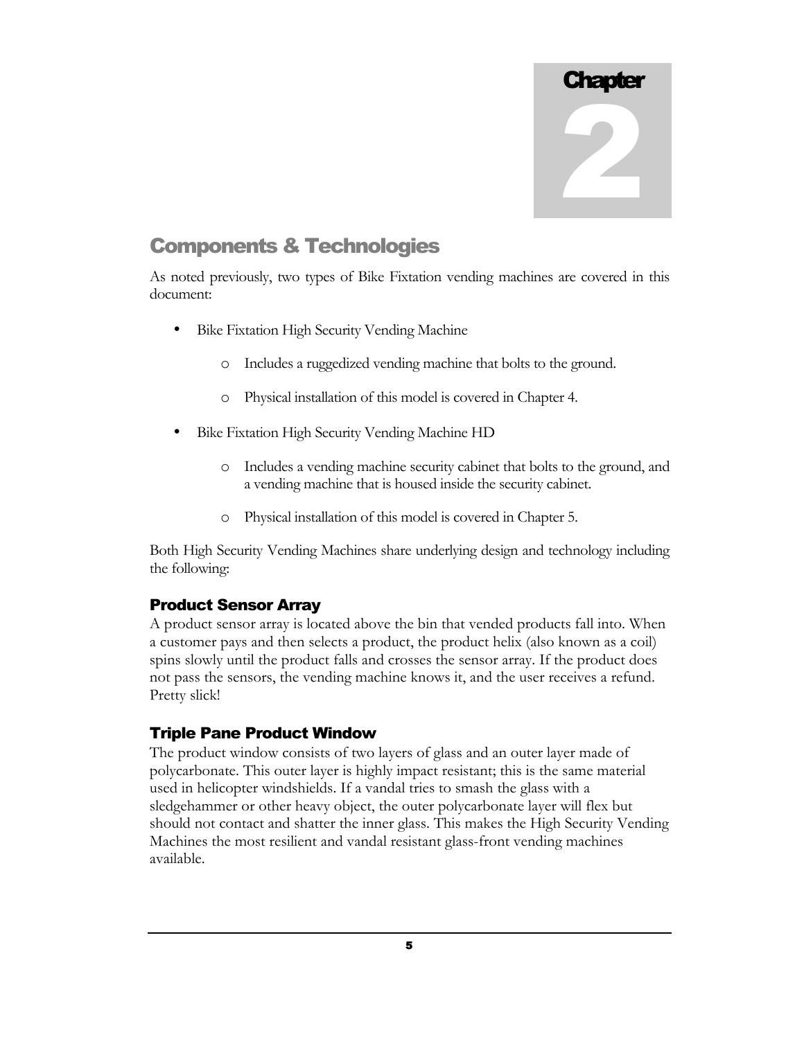# Chapter 2

## Components & Technologies

As noted previously, two types of Bike Fixtation vending machines are covered in this document:

- Bike Fixtation High Security Vending Machine
  - Includes a ruggedized vending machine that bolts to the ground.
  - Physical installation of this model is covered in Chapter 4.
- Bike Fixtation High Security Vending Machine HD
  - Includes a vending machine security cabinet that bolts to the ground, and a vending machine that is housed inside the security cabinet.
  - Physical installation of this model is covered in Chapter 5.

Both High Security Vending Machines share underlying design and technology including the following:

### Product Sensor Array

A product sensor array is located above the bin that vended products fall into. When a customer pays and then selects a product, the product helix (also known as a coil) spins slowly until the product falls and crosses the sensor array. If the product does not pass the sensors, the vending machine knows it, and the user receives a refund. Pretty slick!

### Triple Pane Product Window

The product window consists of two layers of glass and an outer layer made of polycarbonate. This outer layer is highly impact resistant; this is the same material used in helicopter windshields. If a vandal tries to smash the glass with a sledgehammer or other heavy object, the outer polycarbonate layer will flex but should not contact and shatter the inner glass. This makes the High Security Vending Machines the most resilient and vandal resistant glass-front vending machines available.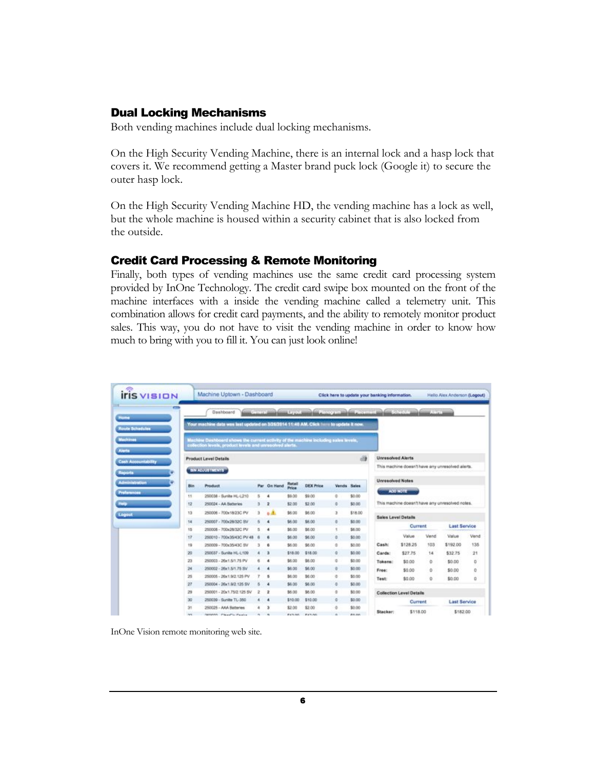## Dual Locking Mechanisms

Both vending machines include dual locking mechanisms.

On the High Security Vending Machine, there is an internal lock and a hasp lock that covers it. We recommend getting a Master brand puck lock (Google it) to secure the outer hasp lock.

On the High Security Vending Machine HD, the vending machine has a lock as well, but the whole machine is housed within a security cabinet that is also locked from the outside.

## Credit Card Processing & Remote Monitoring

Finally, both types of vending machines use the same credit card processing system provided by InOne Technology. The credit card swipe box mounted on the front of the machine interfaces with a inside the vending machine called a telemetry unit. This combination allows for credit card payments, and the ability to remotely monitor product sales. This way, you do not have to visit the vending machine in order to know how much to bring with you to fill it. You can just look online!

InOne Vision remote monitoring web site.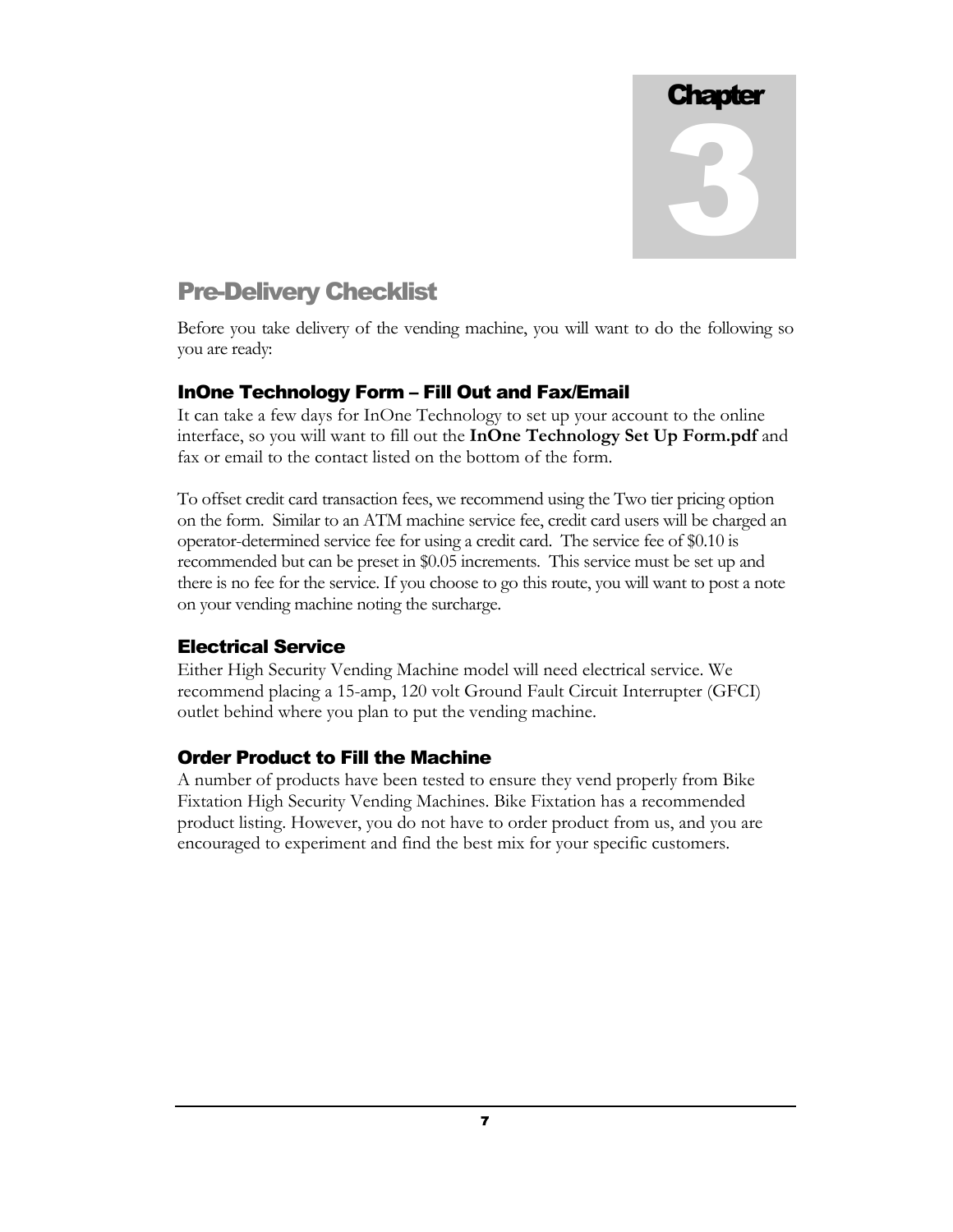# Chapter 3

## Pre-Delivery Checklist

Before you take delivery of the vending machine, you will want to do the following so you are ready:

### InOne Technology Form – Fill Out and Fax/Email

It can take a few days for InOne Technology to set up your account to the online interface, so you will want to fill out the **InOne Technology Set Up Form.pdf** and fax or email to the contact listed on the bottom of the form.

To offset credit card transaction fees, we recommend using the Two tier pricing option on the form. Similar to an ATM machine service fee, credit card users will be charged an operator-determined service fee for using a credit card. The service fee of $0.10 is recommended but can be preset in $0.05 increments. This service must be set up and there is no fee for the service. If you choose to go this route, you will want to post a note on your vending machine noting the surcharge.

### Electrical Service

Either High Security Vending Machine model will need electrical service. We recommend placing a 15-amp, 120 volt Ground Fault Circuit Interrupter (GFCI) outlet behind where you plan to put the vending machine.

### Order Product to Fill the Machine

A number of products have been tested to ensure they vend properly from Bike Fixtation High Security Vending Machines. Bike Fixtation has a recommended product listing. However, you do not have to order product from us, and you are encouraged to experiment and find the best mix for your specific customers.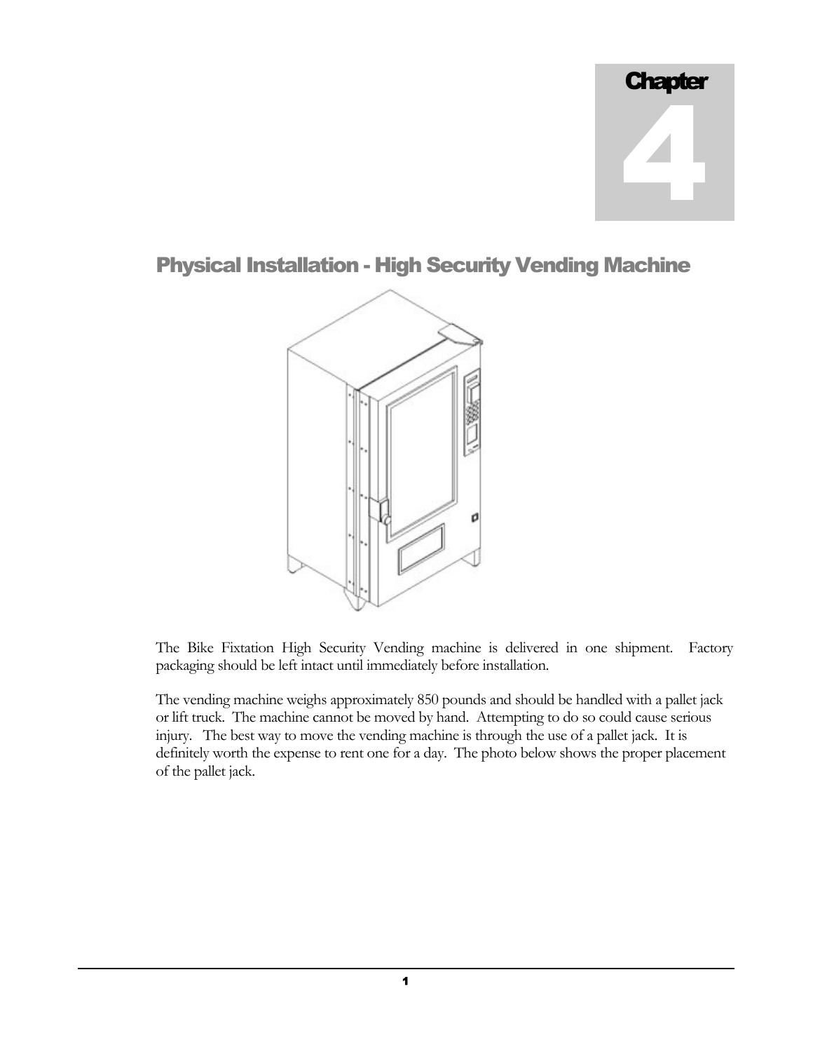# Chapter 4

## Physical Installation - High Security Vending Machine

The Bike Fixtation High Security Vending machine is delivered in one shipment. Factory packaging should be left intact until immediately before installation.

The vending machine weighs approximately 850 pounds and should be handled with a pallet jack or lift truck. The machine cannot be moved by hand. Attempting to do so could cause serious injury. The best way to move the vending machine is through the use of a pallet jack. It is definitely worth the expense to rent one for a day. The photo below shows the proper placement of the pallet jack.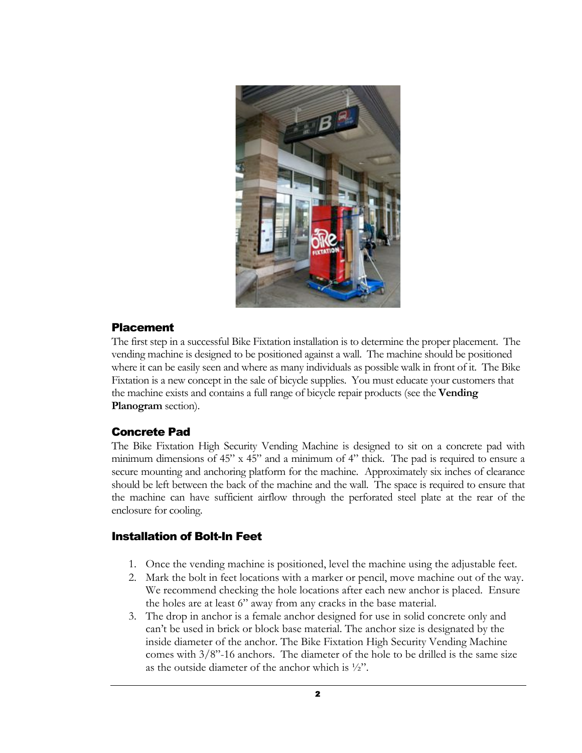## Placement

The first step in a successful Bike Fixtation installation is to determine the proper placement. The vending machine is designed to be positioned against a wall. The machine should be positioned where it can be easily seen and where as many individuals as possible walk in front of it. The Bike Fixtation is a new concept in the sale of bicycle supplies. You must educate your customers that the machine exists and contains a full range of bicycle repair products (see the **Vending Planogram** section).

## Concrete Pad

The Bike Fixtation High Security Vending Machine is designed to sit on a concrete pad with minimum dimensions of 45" x 45" and a minimum of 4" thick. The pad is required to ensure a secure mounting and anchoring platform for the machine. Approximately six inches of clearance should be left between the back of the machine and the wall. The space is required to ensure that the machine can have sufficient airflow through the perforated steel plate at the rear of the enclosure for cooling.

## Installation of Bolt-In Feet

1. Once the vending machine is positioned, level the machine using the adjustable feet.
2. Mark the bolt in feet locations with a marker or pencil, move machine out of the way. We recommend checking the hole locations after each new anchor is placed. Ensure the holes are at least 6" away from any cracks in the base material.
3. The drop in anchor is a female anchor designed for use in solid concrete only and can't be used in brick or block base material. The anchor size is designated by the inside diameter of the anchor. The Bike Fixtation High Security Vending Machine comes with 3/8"-16 anchors. The diameter of the hole to be drilled is the same size as the outside diameter of the anchor which is ½".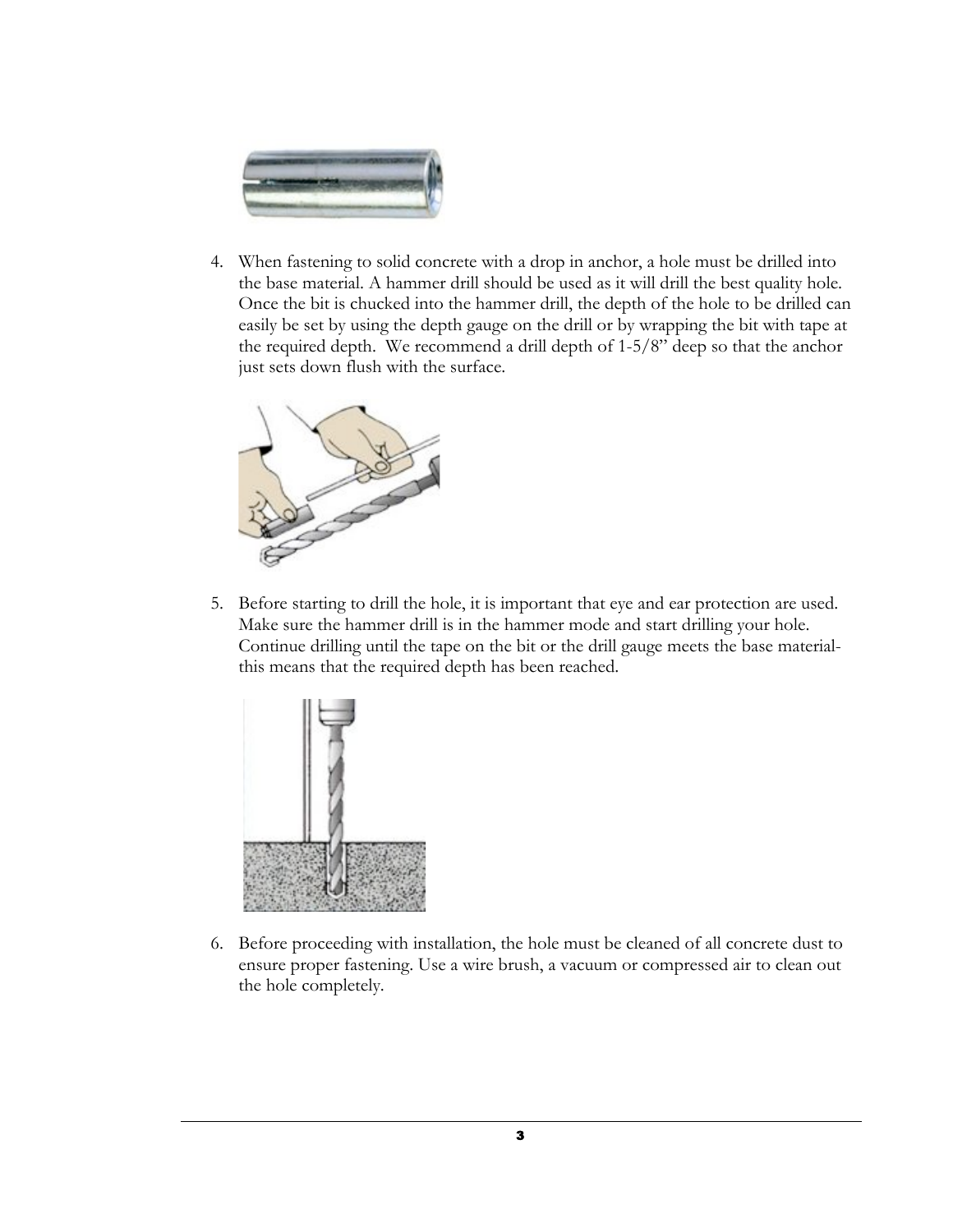4. When fastening to solid concrete with a drop in anchor, a hole must be drilled into the base material. A hammer drill should be used as it will drill the best quality hole. Once the bit is chucked into the hammer drill, the depth of the hole to be drilled can easily be set by using the depth gauge on the drill or by wrapping the bit with tape at the required depth. We recommend a drill depth of 1-5/8" deep so that the anchor just sets down flush with the surface.

5. Before starting to drill the hole, it is important that eye and ear protection are used. Make sure the hammer drill is in the hammer mode and start drilling your hole. Continue drilling until the tape on the bit or the drill gauge meets the base material- this means that the required depth has been reached.

6. Before proceeding with installation, the hole must be cleaned of all concrete dust to ensure proper fastening. Use a wire brush, a vacuum or compressed air to clean out the hole completely.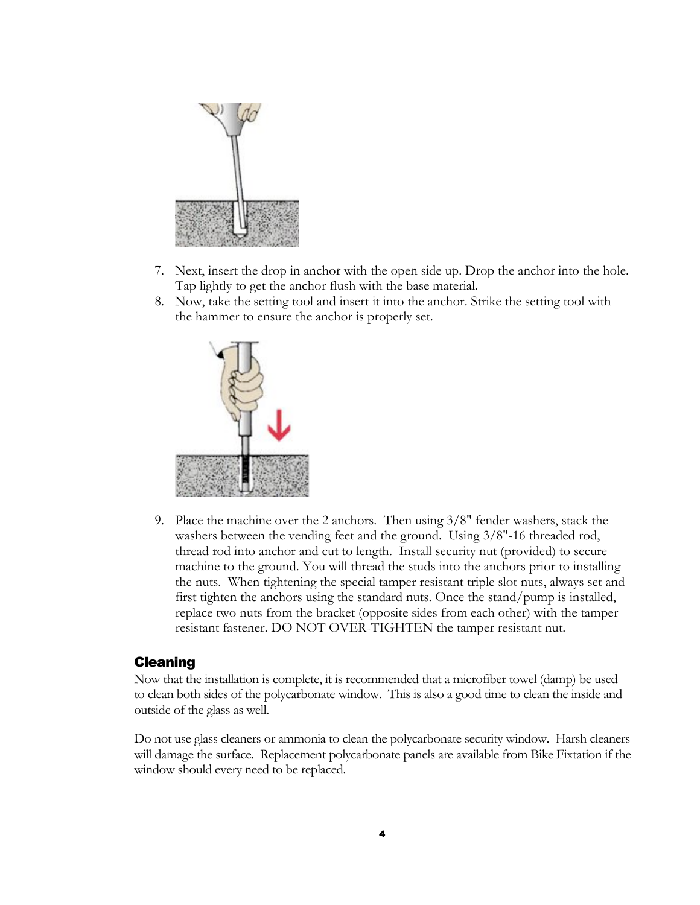7. Next, insert the drop in anchor with the open side up. Drop the anchor into the hole. Tap lightly to get the anchor flush with the base material.
8. Now, take the setting tool and insert it into the anchor. Strike the setting tool with the hammer to ensure the anchor is properly set.

9. Place the machine over the 2 anchors. Then using 3/8" fender washers, stack the washers between the vending feet and the ground. Using 3/8"-16 threaded rod, thread rod into anchor and cut to length. Install security nut (provided) to secure machine to the ground. You will thread the studs into the anchors prior to installing the nuts. When tightening the special tamper resistant triple slot nuts, always set and first tighten the anchors using the standard nuts. Once the stand/pump is installed, replace two nuts from the bracket (opposite sides from each other) with the tamper resistant fastener. DO NOT OVER-TIGHTEN the tamper resistant nut.

## Cleaning

Now that the installation is complete, it is recommended that a microfiber towel (damp) be used to clean both sides of the polycarbonate window. This is also a good time to clean the inside and outside of the glass as well.

Do not use glass cleaners or ammonia to clean the polycarbonate security window. Harsh cleaners will damage the surface. Replacement polycarbonate panels are available from Bike Fixtation if the window should every need to be replaced.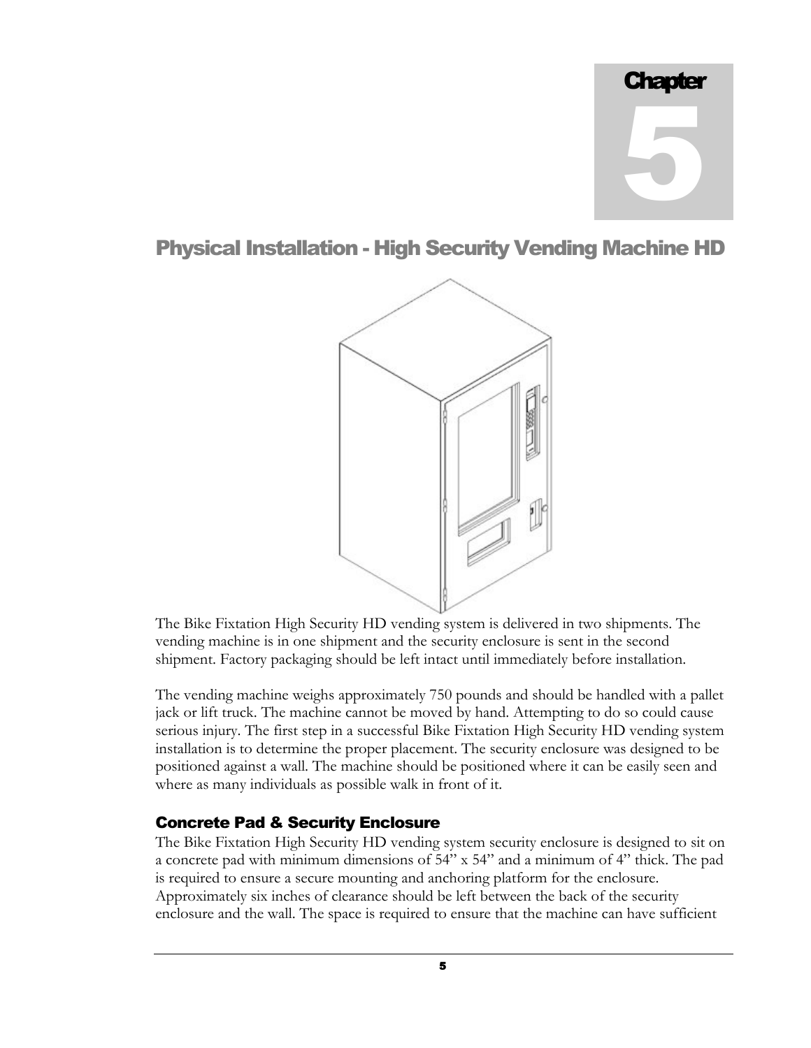# Chapter 5

## Physical Installation - High Security Vending Machine HD

The Bike Fixtation High Security HD vending system is delivered in two shipments. The vending machine is in one shipment and the security enclosure is sent in the second shipment. Factory packaging should be left intact until immediately before installation.

The vending machine weighs approximately 750 pounds and should be handled with a pallet jack or lift truck. The machine cannot be moved by hand. Attempting to do so could cause serious injury. The first step in a successful Bike Fixtation High Security HD vending system installation is to determine the proper placement. The security enclosure was designed to be positioned against a wall. The machine should be positioned where it can be easily seen and where as many individuals as possible walk in front of it.

### Concrete Pad & Security Enclosure

The Bike Fixtation High Security HD vending system security enclosure is designed to sit on a concrete pad with minimum dimensions of 54" x 54" and a minimum of 4" thick. The pad is required to ensure a secure mounting and anchoring platform for the enclosure. Approximately six inches of clearance should be left between the back of the security enclosure and the wall. The space is required to ensure that the machine can have sufficient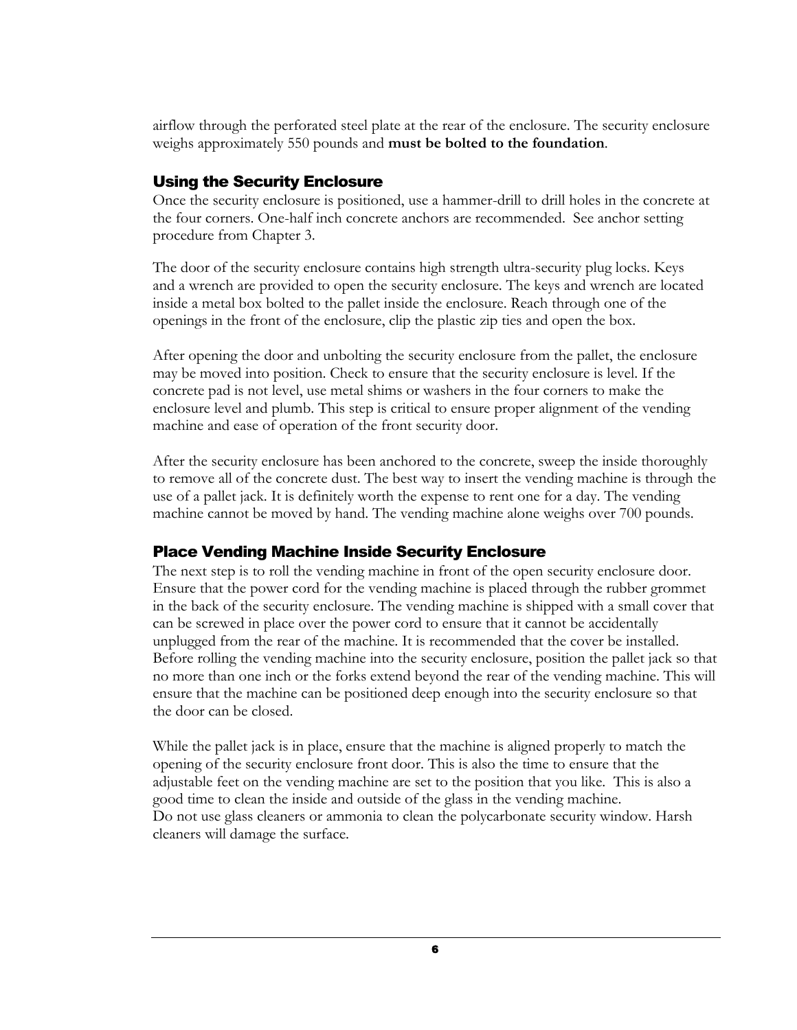airflow through the perforated steel plate at the rear of the enclosure. The security enclosure weighs approximately 550 pounds and **must be bolted to the foundation**.

## Using the Security Enclosure

Once the security enclosure is positioned, use a hammer-drill to drill holes in the concrete at the four corners. One-half inch concrete anchors are recommended. See anchor setting procedure from Chapter 3.

The door of the security enclosure contains high strength ultra-security plug locks. Keys and a wrench are provided to open the security enclosure. The keys and wrench are located inside a metal box bolted to the pallet inside the enclosure. Reach through one of the openings in the front of the enclosure, clip the plastic zip ties and open the box.

After opening the door and unbolting the security enclosure from the pallet, the enclosure may be moved into position. Check to ensure that the security enclosure is level. If the concrete pad is not level, use metal shims or washers in the four corners to make the enclosure level and plumb. This step is critical to ensure proper alignment of the vending machine and ease of operation of the front security door.

After the security enclosure has been anchored to the concrete, sweep the inside thoroughly to remove all of the concrete dust. The best way to insert the vending machine is through the use of a pallet jack. It is definitely worth the expense to rent one for a day. The vending machine cannot be moved by hand. The vending machine alone weighs over 700 pounds.

## Place Vending Machine Inside Security Enclosure

The next step is to roll the vending machine in front of the open security enclosure door. Ensure that the power cord for the vending machine is placed through the rubber grommet in the back of the security enclosure. The vending machine is shipped with a small cover that can be screwed in place over the power cord to ensure that it cannot be accidentally unplugged from the rear of the machine. It is recommended that the cover be installed. Before rolling the vending machine into the security enclosure, position the pallet jack so that no more than one inch or the forks extend beyond the rear of the vending machine. This will ensure that the machine can be positioned deep enough into the security enclosure so that the door can be closed.

While the pallet jack is in place, ensure that the machine is aligned properly to match the opening of the security enclosure front door. This is also the time to ensure that the adjustable feet on the vending machine are set to the position that you like. This is also a good time to clean the inside and outside of the glass in the vending machine.
Do not use glass cleaners or ammonia to clean the polycarbonate security window. Harsh cleaners will damage the surface.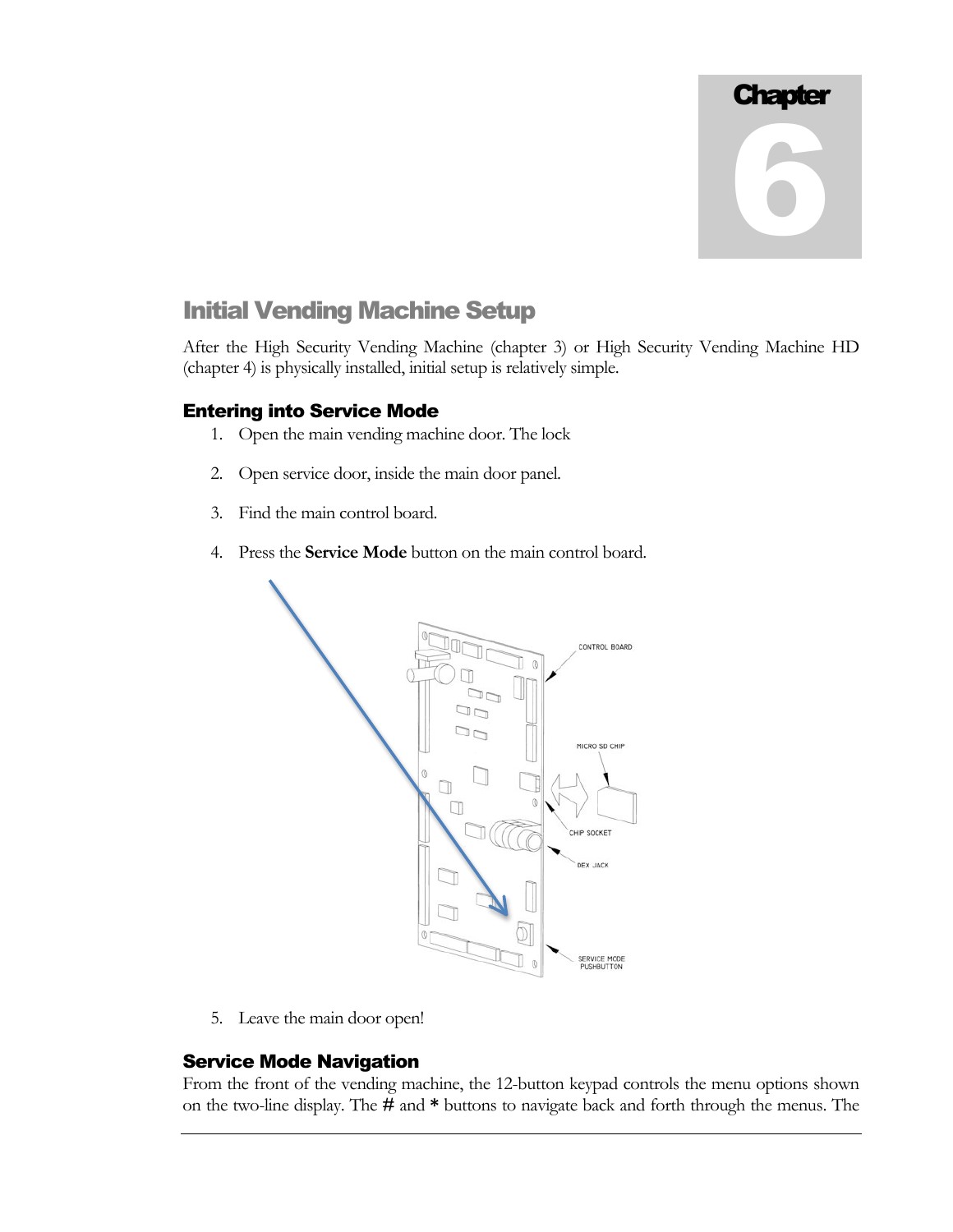# Chapter 6

## Initial Vending Machine Setup

After the High Security Vending Machine (chapter 3) or High Security Vending Machine HD (chapter 4) is physically installed, initial setup is relatively simple.

### Entering into Service Mode

1. Open the main vending machine door. The lock

2. Open service door, inside the main door panel.

3. Find the main control board.

4. Press the **Service Mode** button on the main control board.

5. Leave the main door open!

### Service Mode Navigation

From the front of the vending machine, the 12-button keypad controls the menu options shown on the two-line display. The **#** and ***** buttons to navigate back and forth through the menus. The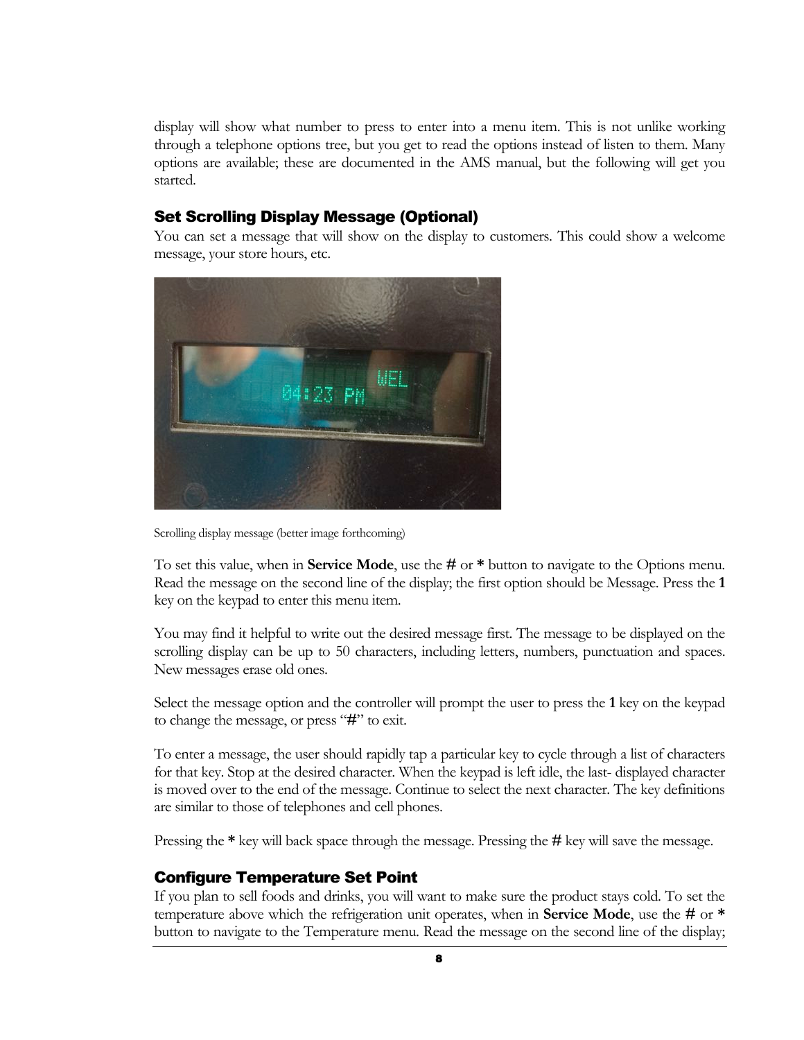display will show what number to press to enter into a menu item. This is not unlike working through a telephone options tree, but you get to read the options instead of listen to them. Many options are available; these are documented in the AMS manual, but the following will get you started.

### Set Scrolling Display Message (Optional)

You can set a message that will show on the display to customers. This could show a welcome message, your store hours, etc.

Scrolling display message (better image forthcoming)

To set this value, when in **Service Mode**, use the **#** or **\*** button to navigate to the Options menu. Read the message on the second line of the display; the first option should be Message. Press the **1** key on the keypad to enter this menu item.

You may find it helpful to write out the desired message first. The message to be displayed on the scrolling display can be up to 50 characters, including letters, numbers, punctuation and spaces. New messages erase old ones.

Select the message option and the controller will prompt the user to press the **1** key on the keypad to change the message, or press "**#**" to exit.

To enter a message, the user should rapidly tap a particular key to cycle through a list of characters for that key. Stop at the desired character. When the keypad is left idle, the last- displayed character is moved over to the end of the message. Continue to select the next character. The key definitions are similar to those of telephones and cell phones.

Pressing the **\*** key will back space through the message. Pressing the **#** key will save the message.

### Configure Temperature Set Point

If you plan to sell foods and drinks, you will want to make sure the product stays cold. To set the temperature above which the refrigeration unit operates, when in **Service Mode**, use the **#** or **\*** button to navigate to the Temperature menu. Read the message on the second line of the display;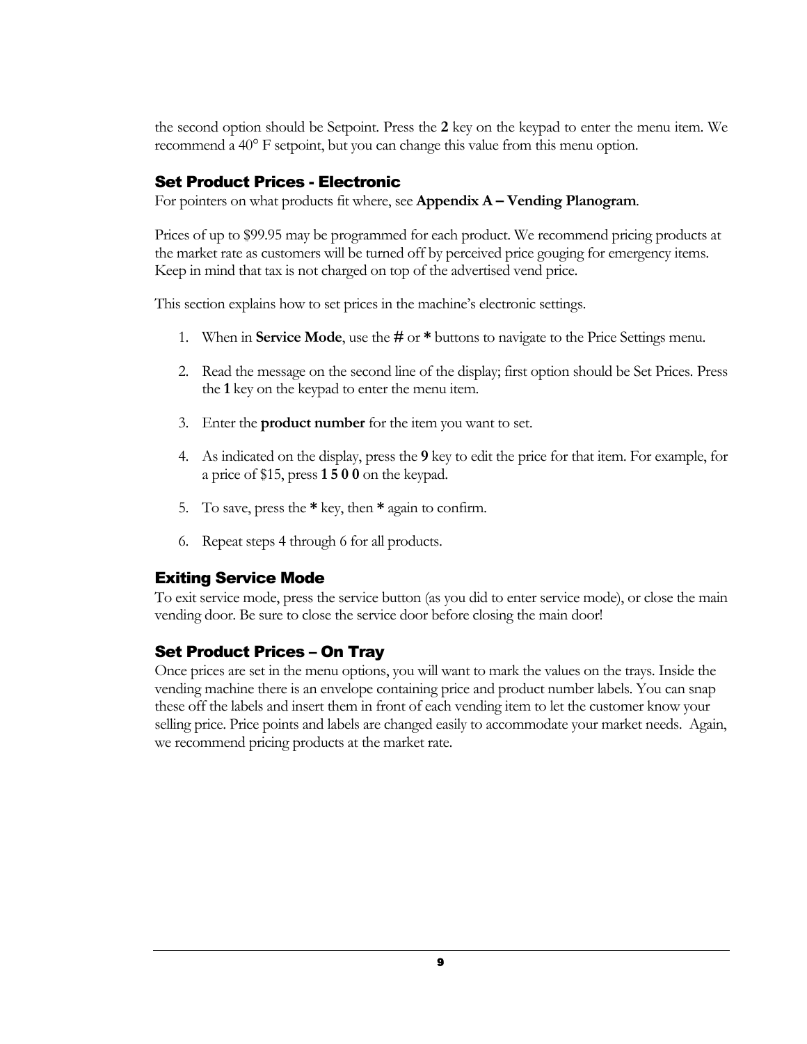the second option should be Setpoint. Press the **2** key on the keypad to enter the menu item. We recommend a 40° F setpoint, but you can change this value from this menu option.

### Set Product Prices - Electronic

For pointers on what products fit where, see **Appendix A – Vending Planogram**.

Prices of up to $99.95 may be programmed for each product. We recommend pricing products at the market rate as customers will be turned off by perceived price gouging for emergency items. Keep in mind that tax is not charged on top of the advertised vend price.

This section explains how to set prices in the machine's electronic settings.

1. When in **Service Mode**, use the **#** or ***** buttons to navigate to the Price Settings menu.
2. Read the message on the second line of the display; first option should be Set Prices. Press the **1** key on the keypad to enter the menu item.
3. Enter the **product number** for the item you want to set.
4. As indicated on the display, press the **9** key to edit the price for that item. For example, for a price of $15, press **1 5 0 0** on the keypad.
5. To save, press the ***** key, then ***** again to confirm.
6. Repeat steps 4 through 6 for all products.

### Exiting Service Mode

To exit service mode, press the service button (as you did to enter service mode), or close the main vending door. Be sure to close the service door before closing the main door!

### Set Product Prices – On Tray

Once prices are set in the menu options, you will want to mark the values on the trays. Inside the vending machine there is an envelope containing price and product number labels. You can snap these off the labels and insert them in front of each vending item to let the customer know your selling price. Price points and labels are changed easily to accommodate your market needs. Again, we recommend pricing products at the market rate.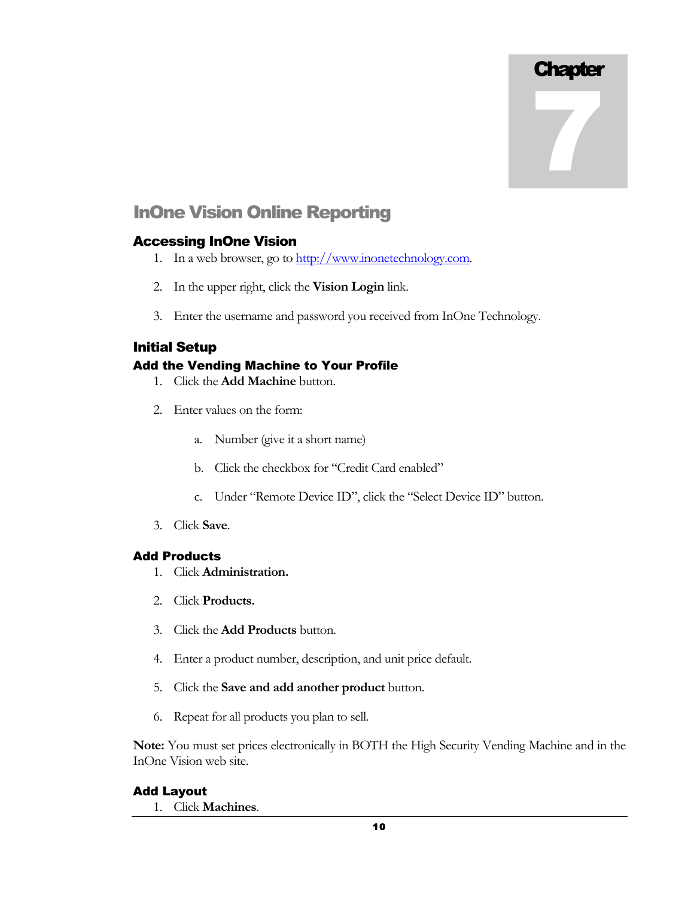# Chapter 7

# InOne Vision Online Reporting

## Accessing InOne Vision

1. In a web browser, go to http://www.inonetechnology.com.
2. In the upper right, click the **Vision Login** link.
3. Enter the username and password you received from InOne Technology.

## Initial Setup

### Add the Vending Machine to Your Profile

1. Click the **Add Machine** button.
2. Enter values on the form:
   a. Number (give it a short name)
   b. Click the checkbox for "Credit Card enabled"
   c. Under "Remote Device ID", click the "Select Device ID" button.
3. Click **Save**.

### Add Products

1. Click **Administration.**
2. Click **Products.**
3. Click the **Add Products** button.
4. Enter a product number, description, and unit price default.
5. Click the **Save and add another product** button.
6. Repeat for all products you plan to sell.

**Note:** You must set prices electronically in BOTH the High Security Vending Machine and in the InOne Vision web site.

### Add Layout

1. Click **Machines**.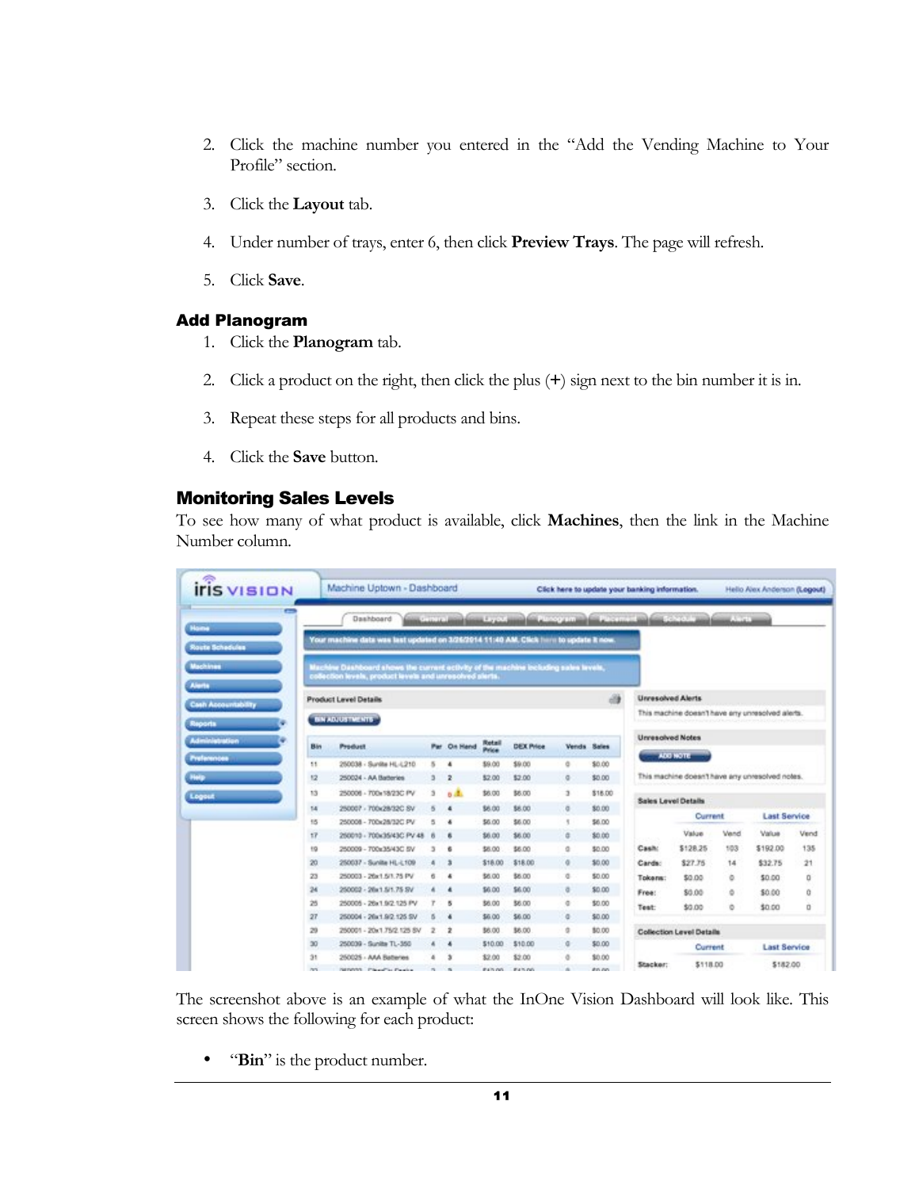2. Click the machine number you entered in the "Add the Vending Machine to Your Profile" section.

3. Click the **Layout** tab.

4. Under number of trays, enter 6, then click **Preview Trays**. The page will refresh.

5. Click **Save**.

### Add Planogram

1. Click the **Planogram** tab.

2. Click a product on the right, then click the plus (+) sign next to the bin number it is in.

3. Repeat these steps for all products and bins.

4. Click the **Save** button.

### Monitoring Sales Levels

To see how many of what product is available, click **Machines**, then the link in the Machine Number column.

The screenshot above is an example of what the InOne Vision Dashboard will look like. This screen shows the following for each product:

- "**Bin**" is the product number.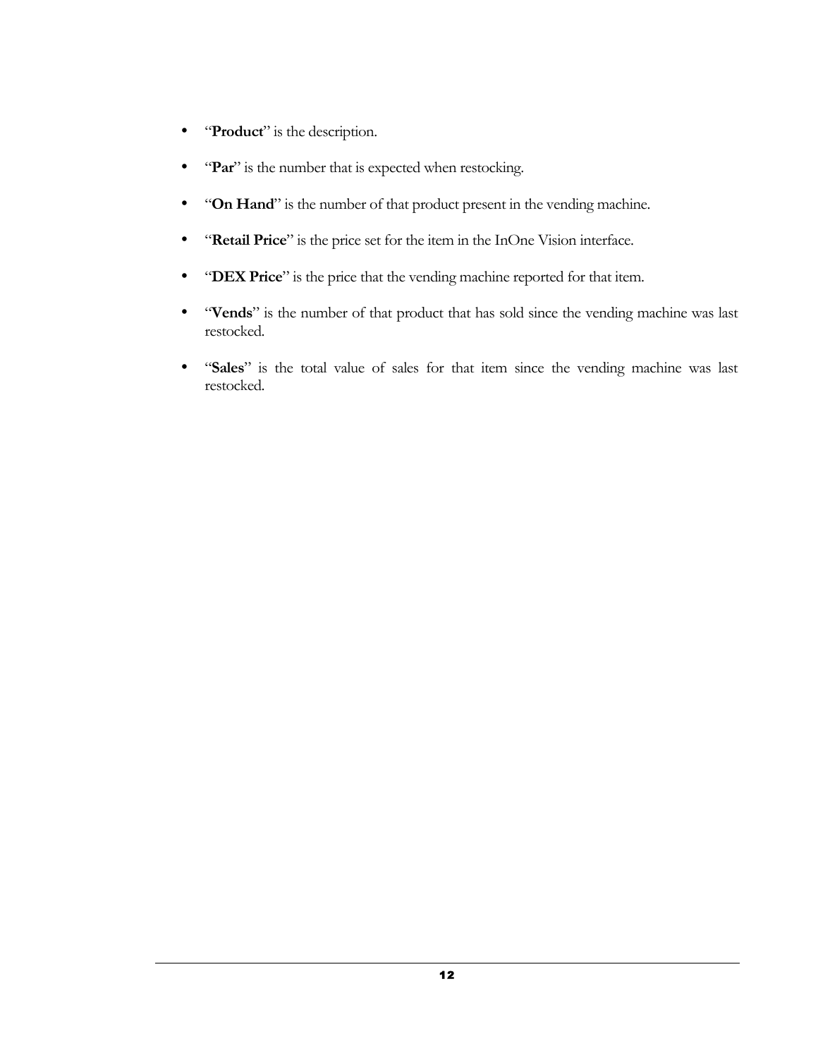- "**Product**" is the description.
- "**Par**" is the number that is expected when restocking.
- "**On Hand**" is the number of that product present in the vending machine.
- "**Retail Price**" is the price set for the item in the InOne Vision interface.
- "**DEX Price**" is the price that the vending machine reported for that item.
- "**Vends**" is the number of that product that has sold since the vending machine was last restocked.
- "**Sales**" is the total value of sales for that item since the vending machine was last restocked.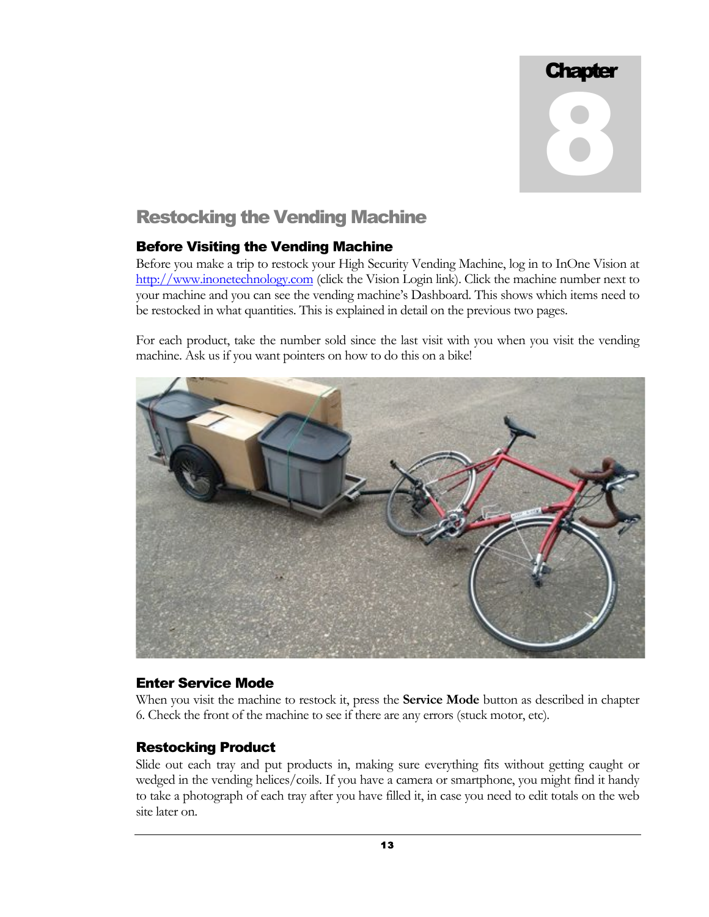# Chapter 8

## Restocking the Vending Machine

### Before Visiting the Vending Machine

Before you make a trip to restock your High Security Vending Machine, log in to InOne Vision at http://www.inonetechnology.com (click the Vision Login link). Click the machine number next to your machine and you can see the vending machine's Dashboard. This shows which items need to be restocked in what quantities. This is explained in detail on the previous two pages.

For each product, take the number sold since the last visit with you when you visit the vending machine. Ask us if you want pointers on how to do this on a bike!

### Enter Service Mode

When you visit the machine to restock it, press the **Service Mode** button as described in chapter 6. Check the front of the machine to see if there are any errors (stuck motor, etc).

### Restocking Product

Slide out each tray and put products in, making sure everything fits without getting caught or wedged in the vending helices/coils. If you have a camera or smartphone, you might find it handy to take a photograph of each tray after you have filled it, in case you need to edit totals on the web site later on.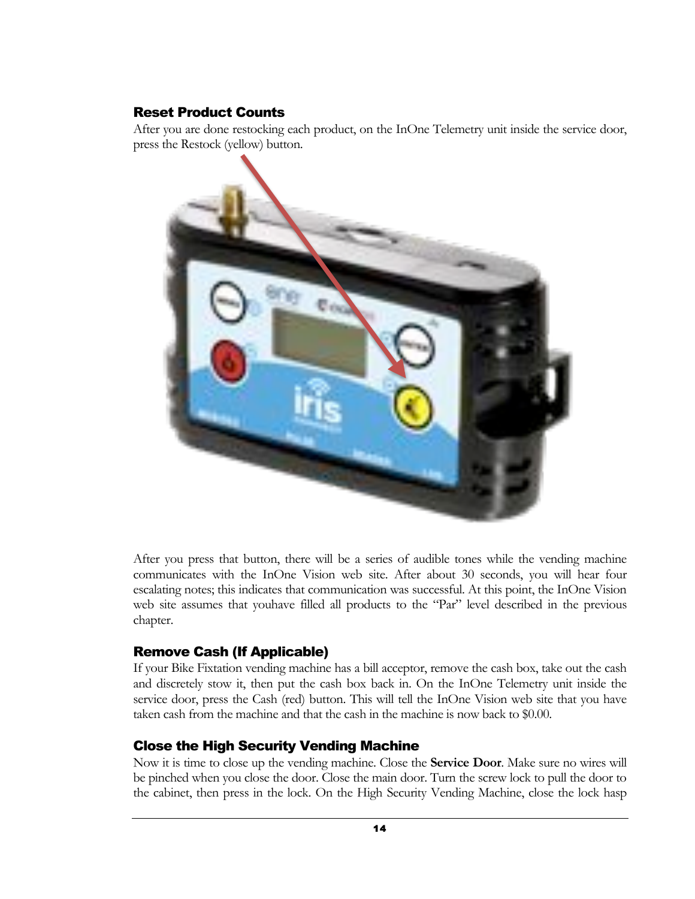### Reset Product Counts

After you are done restocking each product, on the InOne Telemetry unit inside the service door, press the Restock (yellow) button.

After you press that button, there will be a series of audible tones while the vending machine communicates with the InOne Vision web site. After about 30 seconds, you will hear four escalating notes; this indicates that communication was successful. At this point, the InOne Vision web site assumes that youhave filled all products to the "Par" level described in the previous chapter.

### Remove Cash (If Applicable)

If your Bike Fixtation vending machine has a bill acceptor, remove the cash box, take out the cash and discretely stow it, then put the cash box back in. On the InOne Telemetry unit inside the service door, press the Cash (red) button. This will tell the InOne Vision web site that you have taken cash from the machine and that the cash in the machine is now back to $0.00.

### Close the High Security Vending Machine

Now it is time to close up the vending machine. Close the **Service Door**. Make sure no wires will be pinched when you close the door. Close the main door. Turn the screw lock to pull the door to the cabinet, then press in the lock. On the High Security Vending Machine, close the lock hasp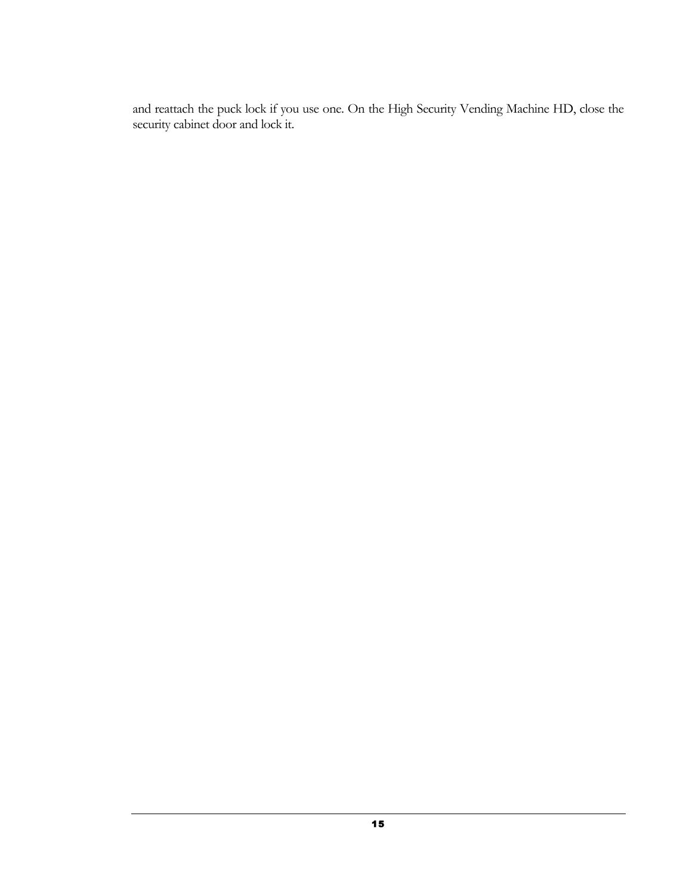and reattach the puck lock if you use one. On the High Security Vending Machine HD, close the security cabinet door and lock it.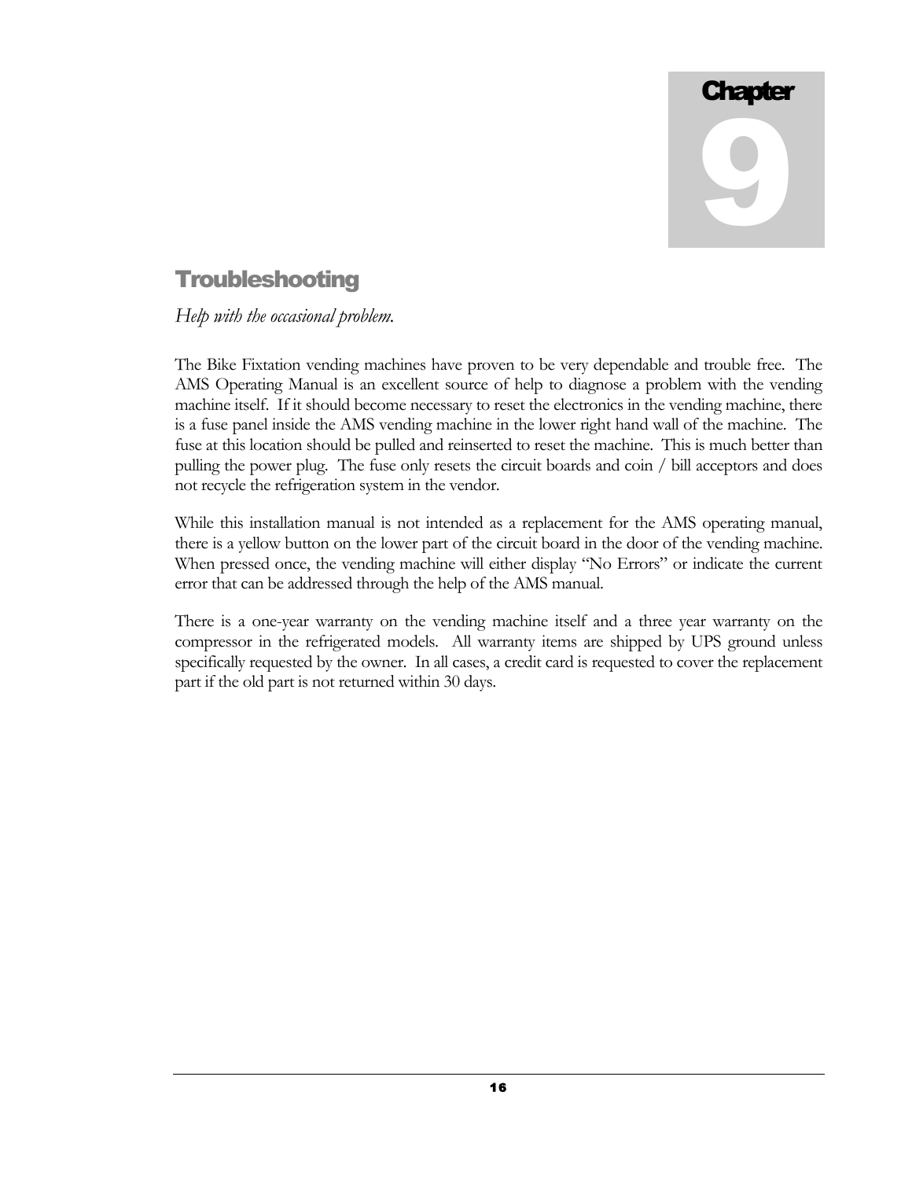# Chapter 9

## Troubleshooting

*Help with the occasional problem.*

The Bike Fixtation vending machines have proven to be very dependable and trouble free. The AMS Operating Manual is an excellent source of help to diagnose a problem with the vending machine itself. If it should become necessary to reset the electronics in the vending machine, there is a fuse panel inside the AMS vending machine in the lower right hand wall of the machine. The fuse at this location should be pulled and reinserted to reset the machine. This is much better than pulling the power plug. The fuse only resets the circuit boards and coin / bill acceptors and does not recycle the refrigeration system in the vendor.

While this installation manual is not intended as a replacement for the AMS operating manual, there is a yellow button on the lower part of the circuit board in the door of the vending machine. When pressed once, the vending machine will either display "No Errors" or indicate the current error that can be addressed through the help of the AMS manual.

There is a one-year warranty on the vending machine itself and a three year warranty on the compressor in the refrigerated models. All warranty items are shipped by UPS ground unless specifically requested by the owner. In all cases, a credit card is requested to cover the replacement part if the old part is not returned within 30 days.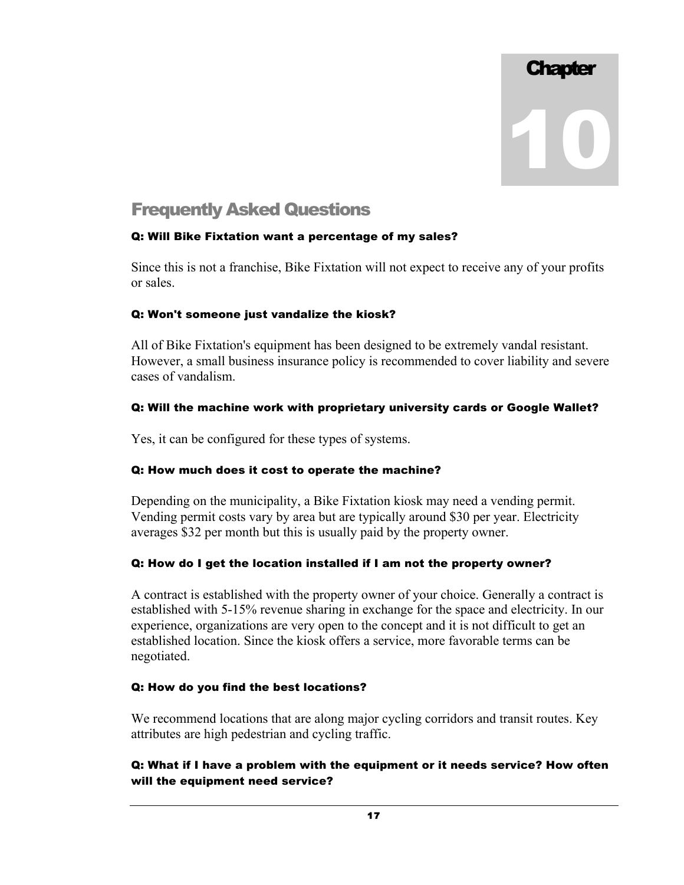# Chapter 10

## Frequently Asked Questions

### Q: Will Bike Fixtation want a percentage of my sales?

Since this is not a franchise, Bike Fixtation will not expect to receive any of your profits or sales.

### Q: Won't someone just vandalize the kiosk?

All of Bike Fixtation's equipment has been designed to be extremely vandal resistant. However, a small business insurance policy is recommended to cover liability and severe cases of vandalism.

### Q: Will the machine work with proprietary university cards or Google Wallet?

Yes, it can be configured for these types of systems.

### Q: How much does it cost to operate the machine?

Depending on the municipality, a Bike Fixtation kiosk may need a vending permit. Vending permit costs vary by area but are typically around $30 per year. Electricity averages $32 per month but this is usually paid by the property owner.

### Q: How do I get the location installed if I am not the property owner?

A contract is established with the property owner of your choice. Generally a contract is established with 5-15% revenue sharing in exchange for the space and electricity. In our experience, organizations are very open to the concept and it is not difficult to get an established location. Since the kiosk offers a service, more favorable terms can be negotiated.

### Q: How do you find the best locations?

We recommend locations that are along major cycling corridors and transit routes. Key attributes are high pedestrian and cycling traffic.

### Q: What if I have a problem with the equipment or it needs service? How often will the equipment need service?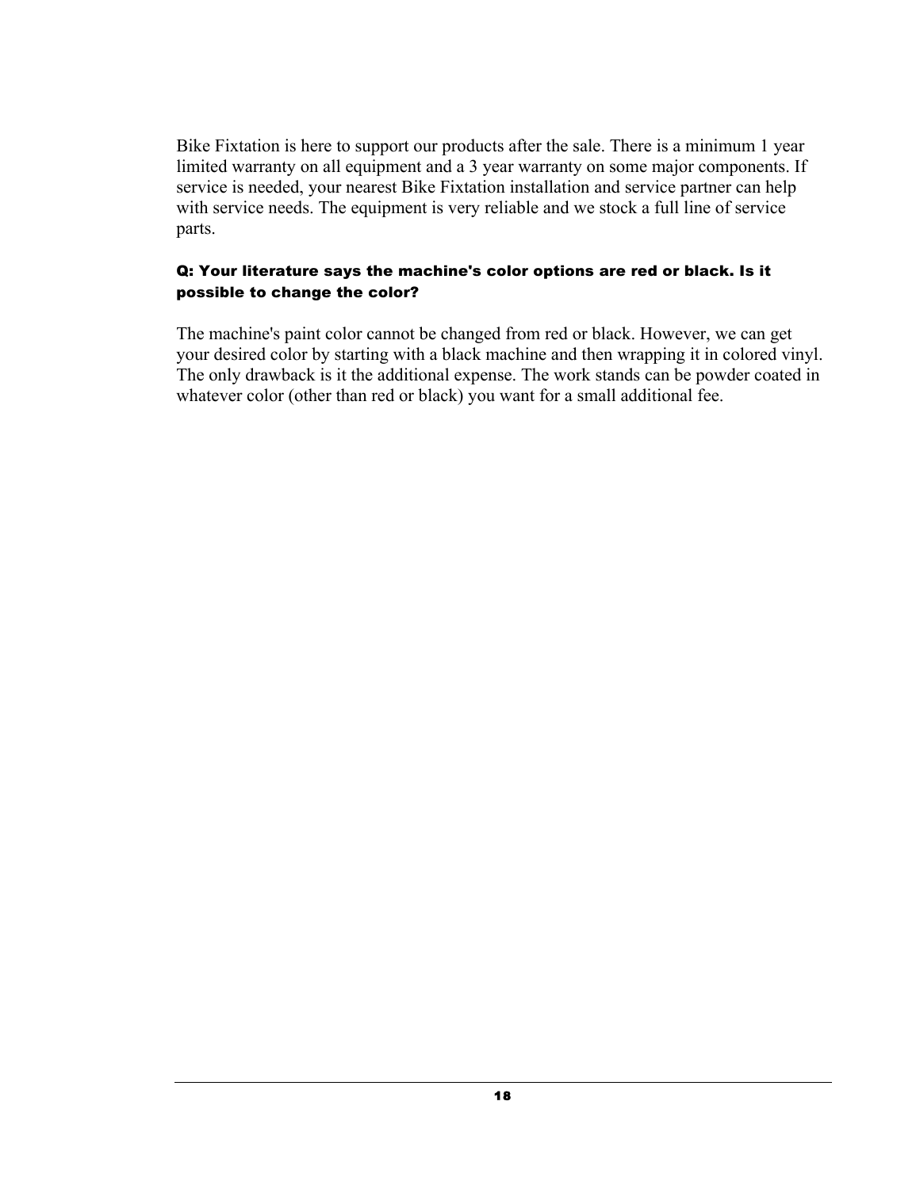Bike Fixtation is here to support our products after the sale. There is a minimum 1 year limited warranty on all equipment and a 3 year warranty on some major components. If service is needed, your nearest Bike Fixtation installation and service partner can help with service needs. The equipment is very reliable and we stock a full line of service parts.

#### Q: Your literature says the machine's color options are red or black. Is it possible to change the color?

The machine's paint color cannot be changed from red or black. However, we can get your desired color by starting with a black machine and then wrapping it in colored vinyl. The only drawback is it the additional expense. The work stands can be powder coated in whatever color (other than red or black) you want for a small additional fee.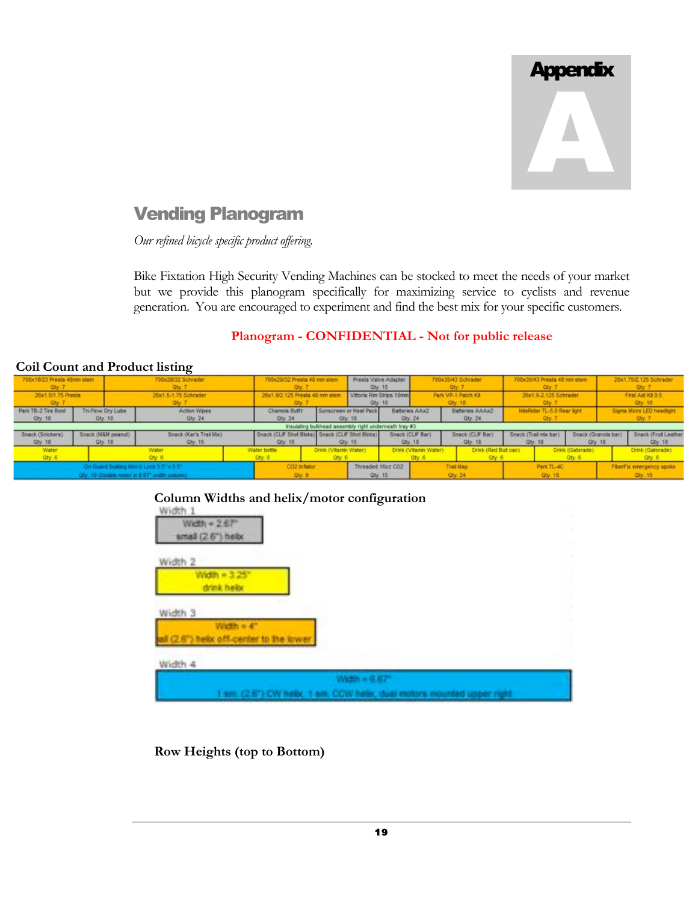# Appendix A

## Vending Planogram

*Our refined bicycle specific product offering.*

Bike Fixtation High Security Vending Machines can be stocked to meet the needs of your market but we provide this planogram specifically for maximizing service to cyclists and revenue generation. You are encouraged to experiment and find the best mix for your specific customers.

**Planogram - CONFIDENTIAL - Not for public release**

### Coil Count and Product listing

| | | | | | | |
|---|---|---|---|---|---|---|
| 700x18/23 Presta 48mm stem Qty. 7 | 700x28/32 Schrader Qty. 7 | 700x28/32 Presta 48 mm stem Qty. 7 | Presta Valve Adapter Qty. 15 | 700x35/43 Schrader Qty. 7 | 700x35/43 Presta 48 mm stem Qty. 7 | 20x1.75/2.125 Schrader Qty. 7 |
| 26x1.5/1.75 Presta Qty. 7 | 26x1.5-1.75 Schrader Qty. 7 | 26x1.9/2.125 Presta 48 mm stem Qty. 7 | Vittoria Rim Strips 18mm Qty. 10 | Park VP-1 Patch Kit Qty. 18 | 26x1.9-2.125 Schrader Qty. 7 | First Aid Kit 0.5 Qty. 10 |

| | | | | | | | | |
|---|---|---|---|---|---|---|---|---|
| Park TB-2 Tire Boot Qty. 10 | Tri-Flow Dry Lube Qty. 10 | Action Wipes Qty. 24 | Chamois Butt'r Qty. 24 | Sunscreen or Heat Pack Qty. 18 | Batteries AAx2 Qty. 24 | Batteries AAAx2 Qty. 24 | NiteRider TL-5.0 Rear light Qty. 7 | Sigma Micro LED headlight Qty. 7 |

Insulating bulkhead assembly right underneath tray #3

| | | | | | | | | | |
|---|---|---|---|---|---|---|---|---|---|
| Snack (Snickers) Qty. 18 | Snack (M&M peanut) Qty. 18 | Snack (Kar's Trail Mix) Qty. 15 | Snack (CLIF Shot Bloks) Qty. 15 | Snack (CLIF Shot Bloks) Qty. 15 | Snack (CLIF Bar) Qty. 18 | Snack (CLIF Bar) Qty. 18 | Snack (Trail mix bar) Qty. 18 | Snack (Granola bar) Qty. 18 | Snack (Fruit Leather) Qty. 18 |

| | | | | | | | | |
|---|---|---|---|---|---|---|---|---|
| Water Qty. 6 | Water Qty. 6 | Water bottle Qty. 6 | Drink (Vitamin Water) Qty. 6 | Drink (Vitamin Water) Qty. 6 | Drink (Red Bull can) Qty. 6 | Drink (Gatorade) Qty. 6 | Drink (Gatorade) Qty. 6 |

| | | | | | |
|---|---|---|---|---|---|
| On Guard Bulldog Mini U Lock 3.5" x 5.5" Qty. 10 (Double motor in 6.67" width column) | CO2 Inflator Qty. 9 | Threaded 16oz CO2 Qty. 15 | Trail Map Qty. 24 | Park TL-4C Qty. 18 | FiberFix emergency spoke Qty. 15 |

### Column Widths and helix/motor configuration

Width 1
Width = 2.67"
small (2.6") helix

Width 2
Width = 3.25"
drink helix

Width 3
Width = 4"
tall (2.6") helix off-center to the lower

Width 4
Width = 6.67"
1 sm. (2.6") CW helix, 1 sm. CCW helix, dual motors mounted upper right

### Row Heights (top to Bottom)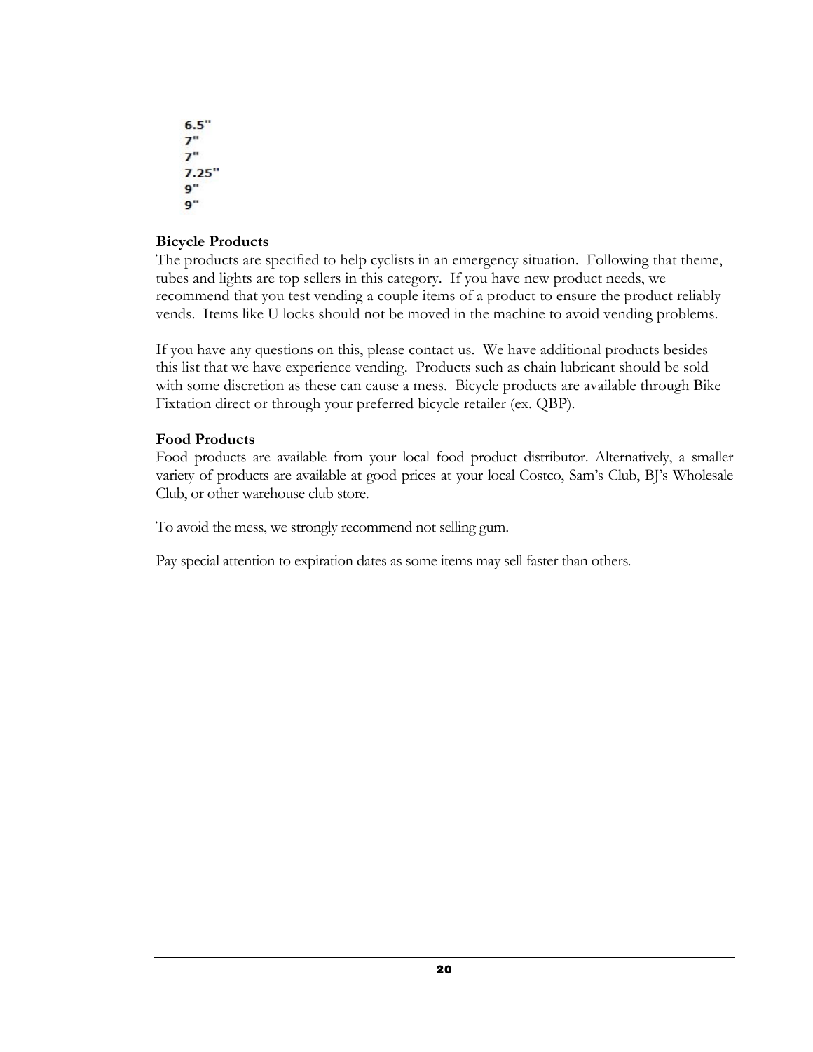6.5"
7"
7"
7.25"
9"
9"

**Bicycle Products**

The products are specified to help cyclists in an emergency situation. Following that theme, tubes and lights are top sellers in this category. If you have new product needs, we recommend that you test vending a couple items of a product to ensure the product reliably vends. Items like U locks should not be moved in the machine to avoid vending problems.

If you have any questions on this, please contact us. We have additional products besides this list that we have experience vending. Products such as chain lubricant should be sold with some discretion as these can cause a mess. Bicycle products are available through Bike Fixtation direct or through your preferred bicycle retailer (ex. QBP).

**Food Products**

Food products are available from your local food product distributor. Alternatively, a smaller variety of products are available at good prices at your local Costco, Sam's Club, BJ's Wholesale Club, or other warehouse club store.

To avoid the mess, we strongly recommend not selling gum.

Pay special attention to expiration dates as some items may sell faster than others.